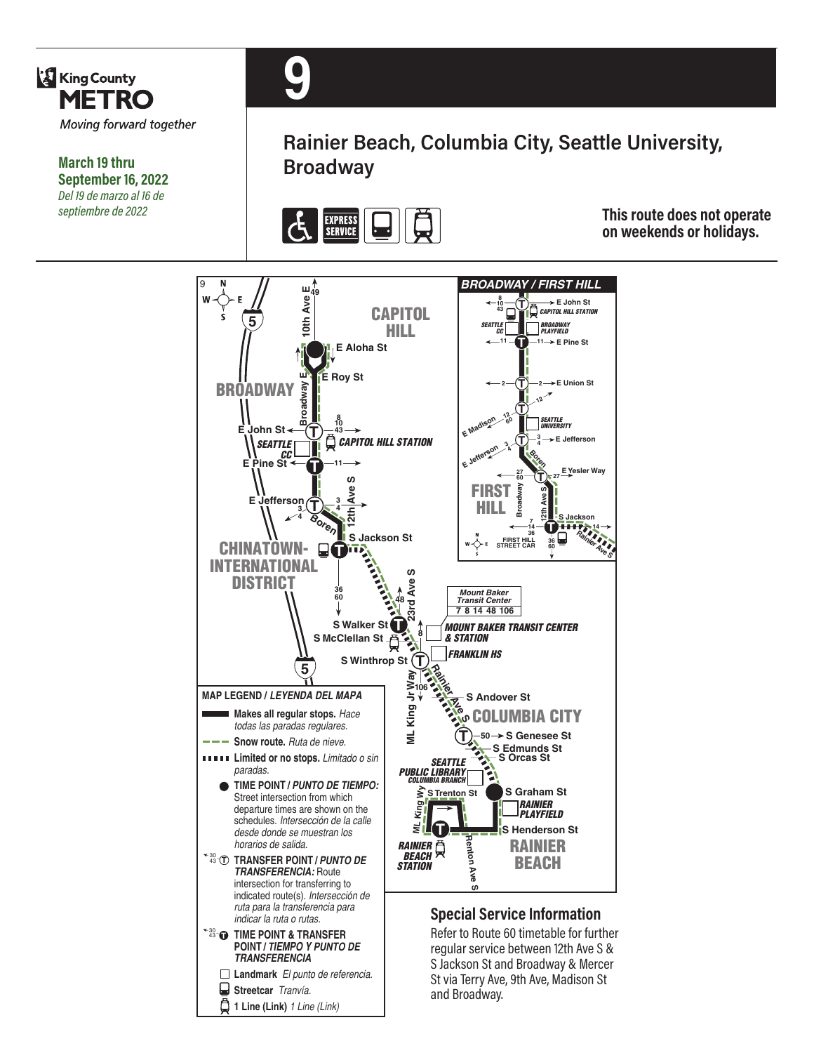King County METRO

*Moving forward together*

**March 19 thru September 16, 2022**

*Del 19 de marzo al 16 de septiembre de 2022*

# 9

## Rainier Beach, Columbia City, Seattle University, Broadway

EXPRESS SERVICE

**This route does not operate on weekends or holidays.**

CAPITOL HILL

BROADWAY

CHINATOWN-INTERNATIONAL DISTRICT

COLUMBIA CITY

RAINIER BEACH

10th Ave E, E Aloha St, E Roy St, Broadway E, E John St, SEATTLE CC, CAPITOL HILL STATION, E Pine St, E Jefferson, Boren, 12th Ave S, S Jackson St, 23rd Ave S, S Walker St, S McClellan St, MOUNT BAKER TRANSIT CENTER & STATION, S Winthrop St, FRANKLIN HS, ML King Jr Way, Rainier Ave S, S Andover St, S Genesee St, S Edmunds St, S Orcas St, SEATTLE PUBLIC LIBRARY COLUMBIA BRANCH, S Trenton St, S Graham St, RAINIER PLAYFIELD, S Henderson St, RAINIER BEACH STATION, Renton Ave S

**Mount Baker Transit Center**
7 8 14 48 106

**BROADWAY / FIRST HILL**

E John St, CAPITOL HILL STATION, SEATTLE CC, BROADWAY PLAYFIELD, E Pine St, E Union St, E Madison, SEATTLE UNIVERSITY, E Jefferson, Boren, E Yesler Way, FIRST HILL, Broadway, 12th Ave S, S Jackson, FIRST HILL STREET CAR, Rainier Ave S

**MAP LEGEND / *LEYENDA DEL MAPA***

- **Makes all regular stops.** *Hace todas las paradas regulares.*
- **Snow route.** *Ruta de nieve.*
- **Limited or no stops.** *Limitado o sin paradas.*
- **TIME POINT / *PUNTO DE TIEMPO:*** Street intersection from which departure times are shown on the schedules. *Intersección de la calle desde donde se muestran los horarios de salida.*
- **TRANSFER POINT / *PUNTO DE TRANSFERENCIA:*** Route intersection for transferring to indicated route(s). *Intersección de ruta para la transferencia para indicar la ruta o rutas.*
- **TIME POINT & TRANSFER POINT / *TIEMPO Y PUNTO DE TRANSFERENCIA***
- **Landmark** *El punto de referencia.*
- **Streetcar** *Tranvía.*
- **1 Line (Link)** *1 Line (Link)*

## Special Service Information

Refer to Route 60 timetable for further regular service between 12th Ave S & S Jackson St and Broadway & Mercer St via Terry Ave, 9th Ave, Madison St and Broadway.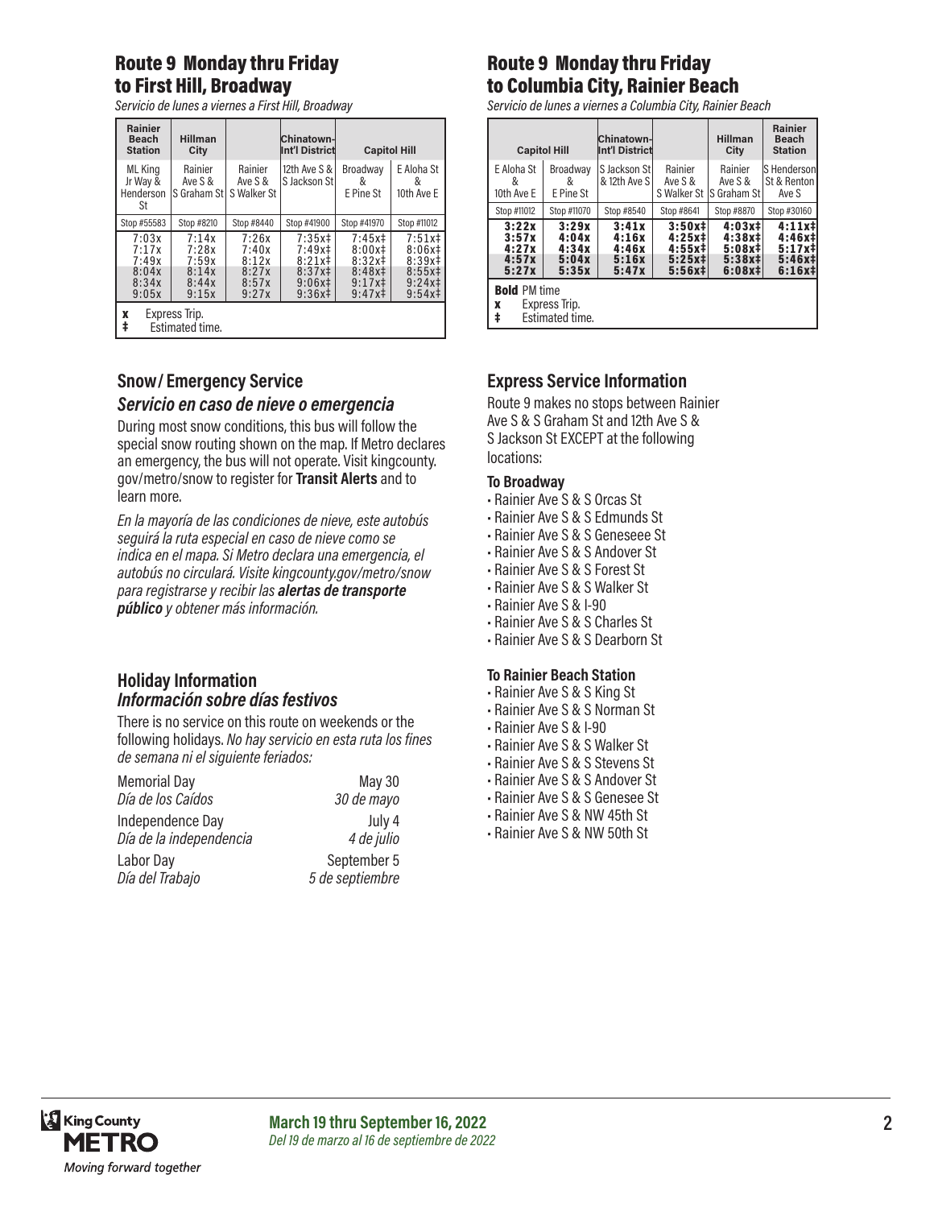## Route 9 Monday thru Friday to First Hill, Broadway

*Servicio de lunes a viernes a First Hill, Broadway*

| Rainier Beach Station | Hillman City | | Chinatown-Int'l District | Capitol Hill | |
|---|---|---|---|---|---|
| ML King Jr Way & Henderson St | Rainier Ave S & S Graham St | Rainier Ave S & S Walker St | 12th Ave S & S Jackson St | Broadway & E Pine St | E Aloha St & 10th Ave E |
| Stop #55583 | Stop #8210 | Stop #8440 | Stop #41900 | Stop #41970 | Stop #11012 |
| 7:03x | 7:14x | 7:26x | 7:35x‡ | 7:45x‡ | 7:51x‡ |
| 7:17x | 7:28x | 7:40x | 7:49x‡ | 8:00x‡ | 8:06x‡ |
| 7:49x | 7:59x | 8:12x | 8:21x‡ | 8:32x‡ | 8:39x‡ |
| 8:04x | 8:14x | 8:27x | 8:37x‡ | 8:48x‡ | 8:55x‡ |
| 8:34x | 8:44x | 8:57x | 9:06x‡ | 9:17x‡ | 9:24x‡ |
| 9:05x | 9:15x | 9:27x | 9:36x‡ | 9:47x‡ | 9:54x‡ |

**x** Express Trip.
**‡** Estimated time.

## Route 9 Monday thru Friday to Columbia City, Rainier Beach

*Servicio de lunes a viernes a Columbia City, Rainier Beach*

| Capitol Hill | | Chinatown-Int'l District | | Hillman City | Rainier Beach Station |
|---|---|---|---|---|---|
| E Aloha St & 10th Ave E | Broadway & E Pine St | S Jackson St & 12th Ave S | Rainier Ave S & S Walker St | Rainier Ave S & S Graham St | S Henderson St & Renton Ave S |
| Stop #11012 | Stop #11070 | Stop #8540 | Stop #8641 | Stop #8870 | Stop #30160 |
| **3:22x** | **3:29x** | **3:41x** | **3:50x‡** | **4:03x‡** | **4:11x‡** |
| **3:57x** | **4:04x** | **4:16x** | **4:25x‡** | **4:38x‡** | **4:46x‡** |
| **4:27x** | **4:34x** | **4:46x** | **4:55x‡** | **5:08x‡** | **5:17x‡** |
| **4:57x** | **5:04x** | **5:16x** | **5:25x‡** | **5:38x‡** | **5:46x‡** |
| **5:27x** | **5:35x** | **5:47x** | **5:56x‡** | **6:08x‡** | **6:16x‡** |

**Bold** PM time
**x** Express Trip.
**‡** Estimated time.

## Snow/ Emergency Service

### *Servicio en caso de nieve o emergencia*

During most snow conditions, this bus will follow the special snow routing shown on the map. If Metro declares an emergency, the bus will not operate. Visit kingcounty.gov/metro/snow to register for **Transit Alerts** and to learn more.

*En la mayoría de las condiciones de nieve, este autobús seguirá la ruta especial en caso de nieve como se indica en el mapa. Si Metro declara una emergencia, el autobús no circulará. Visite kingcounty.gov/metro/snow para registrarse y recibir las **alertas de transporte público** y obtener más información.*

## Holiday Information

### *Información sobre días festivos*

There is no service on this route on weekends or the following holidays. *No hay servicio en esta ruta los fines de semana ni el siguiente feriados:*

| | |
|---|---|
| Memorial Day<br>*Día de los Caídos* | May 30<br>*30 de mayo* |
| Independence Day<br>*Día de la independencia* | July 4<br>*4 de julio* |
| Labor Day<br>*Día del Trabajo* | September 5<br>*5 de septiembre* |

## Express Service Information

Route 9 makes no stops between Rainier Ave S & S Graham St and 12th Ave S & S Jackson St EXCEPT at the following locations:

**To Broadway**

- Rainier Ave S & S Orcas St
- Rainier Ave S & S Edmunds St
- Rainier Ave S & S Geneseee St
- Rainier Ave S & S Andover St
- Rainier Ave S & S Forest St
- Rainier Ave S & S Walker St
- Rainier Ave S & I-90
- Rainier Ave S & S Charles St
- Rainier Ave S & S Dearborn St

**To Rainier Beach Station**

- Rainier Ave S & S King St
- Rainier Ave S & S Norman St
- Rainier Ave S & I-90
- Rainier Ave S & S Walker St
- Rainier Ave S & S Stevens St
- Rainier Ave S & S Andover St
- Rainier Ave S & S Genesee St
- Rainier Ave S & NW 45th St
- Rainier Ave S & NW 50th St

King County METRO
*Moving forward together*

**March 19 thru September 16, 2022**
*Del 19 de marzo al 16 de septiembre de 2022*